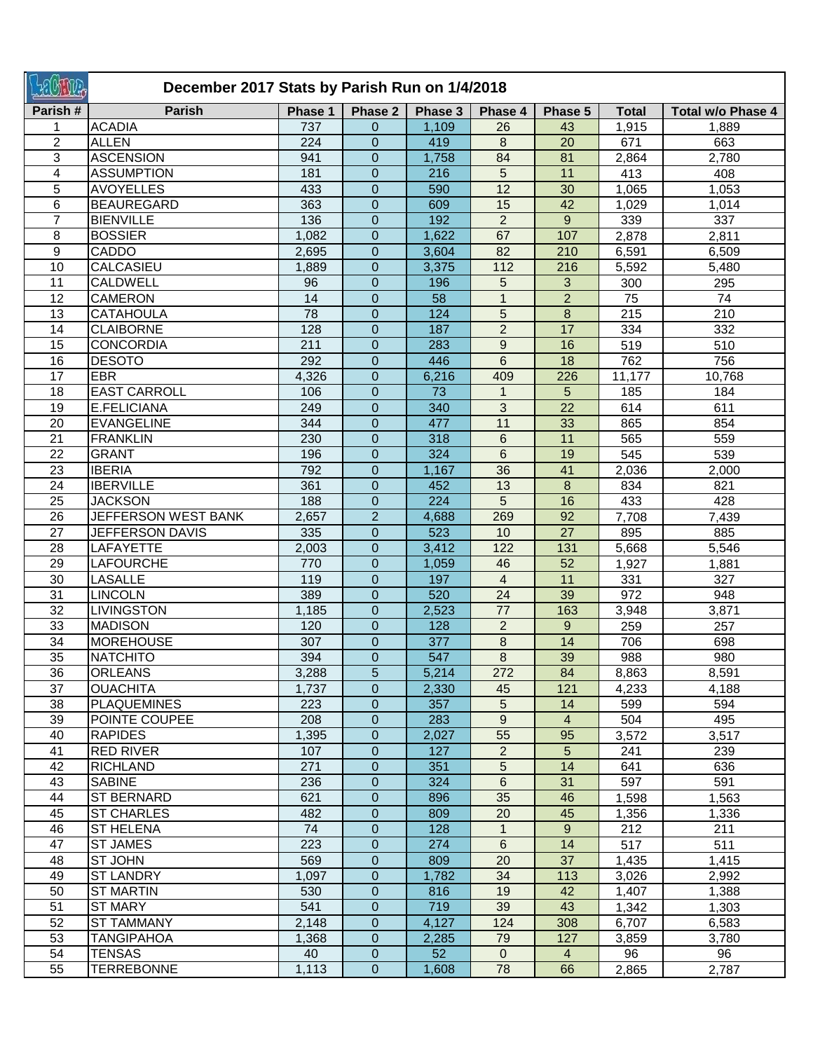## December 2017 Stats by Parish Run on 1/4/2018

| Parish # | Parish | Phase 1 | Phase 2 | Phase 3 | Phase 4 | Phase 5 | Total | Total w/o Phase 4 |
|---|---|---|---|---|---|---|---|---|
| 1 | ACADIA | 737 | 0 | 1,109 | 26 | 43 | 1,915 | 1,889 |
| 2 | ALLEN | 224 | 0 | 419 | 8 | 20 | 671 | 663 |
| 3 | ASCENSION | 941 | 0 | 1,758 | 84 | 81 | 2,864 | 2,780 |
| 4 | ASSUMPTION | 181 | 0 | 216 | 5 | 11 | 413 | 408 |
| 5 | AVOYELLES | 433 | 0 | 590 | 12 | 30 | 1,065 | 1,053 |
| 6 | BEAUREGARD | 363 | 0 | 609 | 15 | 42 | 1,029 | 1,014 |
| 7 | BIENVILLE | 136 | 0 | 192 | 2 | 9 | 339 | 337 |
| 8 | BOSSIER | 1,082 | 0 | 1,622 | 67 | 107 | 2,878 | 2,811 |
| 9 | CADDO | 2,695 | 0 | 3,604 | 82 | 210 | 6,591 | 6,509 |
| 10 | CALCASIEU | 1,889 | 0 | 3,375 | 112 | 216 | 5,592 | 5,480 |
| 11 | CALDWELL | 96 | 0 | 196 | 5 | 3 | 300 | 295 |
| 12 | CAMERON | 14 | 0 | 58 | 1 | 2 | 75 | 74 |
| 13 | CATAHOULA | 78 | 0 | 124 | 5 | 8 | 215 | 210 |
| 14 | CLAIBORNE | 128 | 0 | 187 | 2 | 17 | 334 | 332 |
| 15 | CONCORDIA | 211 | 0 | 283 | 9 | 16 | 519 | 510 |
| 16 | DESOTO | 292 | 0 | 446 | 6 | 18 | 762 | 756 |
| 17 | EBR | 4,326 | 0 | 6,216 | 409 | 226 | 11,177 | 10,768 |
| 18 | EAST CARROLL | 106 | 0 | 73 | 1 | 5 | 185 | 184 |
| 19 | E.FELICIANA | 249 | 0 | 340 | 3 | 22 | 614 | 611 |
| 20 | EVANGELINE | 344 | 0 | 477 | 11 | 33 | 865 | 854 |
| 21 | FRANKLIN | 230 | 0 | 318 | 6 | 11 | 565 | 559 |
| 22 | GRANT | 196 | 0 | 324 | 6 | 19 | 545 | 539 |
| 23 | IBERIA | 792 | 0 | 1,167 | 36 | 41 | 2,036 | 2,000 |
| 24 | IBERVILLE | 361 | 0 | 452 | 13 | 8 | 834 | 821 |
| 25 | JACKSON | 188 | 0 | 224 | 5 | 16 | 433 | 428 |
| 26 | JEFFERSON WEST BANK | 2,657 | 2 | 4,688 | 269 | 92 | 7,708 | 7,439 |
| 27 | JEFFERSON DAVIS | 335 | 0 | 523 | 10 | 27 | 895 | 885 |
| 28 | LAFAYETTE | 2,003 | 0 | 3,412 | 122 | 131 | 5,668 | 5,546 |
| 29 | LAFOURCHE | 770 | 0 | 1,059 | 46 | 52 | 1,927 | 1,881 |
| 30 | LASALLE | 119 | 0 | 197 | 4 | 11 | 331 | 327 |
| 31 | LINCOLN | 389 | 0 | 520 | 24 | 39 | 972 | 948 |
| 32 | LIVINGSTON | 1,185 | 0 | 2,523 | 77 | 163 | 3,948 | 3,871 |
| 33 | MADISON | 120 | 0 | 128 | 2 | 9 | 259 | 257 |
| 34 | MOREHOUSE | 307 | 0 | 377 | 8 | 14 | 706 | 698 |
| 35 | NATCHITO | 394 | 0 | 547 | 8 | 39 | 988 | 980 |
| 36 | ORLEANS | 3,288 | 5 | 5,214 | 272 | 84 | 8,863 | 8,591 |
| 37 | OUACHITA | 1,737 | 0 | 2,330 | 45 | 121 | 4,233 | 4,188 |
| 38 | PLAQUEMINES | 223 | 0 | 357 | 5 | 14 | 599 | 594 |
| 39 | POINTE COUPEE | 208 | 0 | 283 | 9 | 4 | 504 | 495 |
| 40 | RAPIDES | 1,395 | 0 | 2,027 | 55 | 95 | 3,572 | 3,517 |
| 41 | RED RIVER | 107 | 0 | 127 | 2 | 5 | 241 | 239 |
| 42 | RICHLAND | 271 | 0 | 351 | 5 | 14 | 641 | 636 |
| 43 | SABINE | 236 | 0 | 324 | 6 | 31 | 597 | 591 |
| 44 | ST BERNARD | 621 | 0 | 896 | 35 | 46 | 1,598 | 1,563 |
| 45 | ST CHARLES | 482 | 0 | 809 | 20 | 45 | 1,356 | 1,336 |
| 46 | ST HELENA | 74 | 0 | 128 | 1 | 9 | 212 | 211 |
| 47 | ST JAMES | 223 | 0 | 274 | 6 | 14 | 517 | 511 |
| 48 | ST JOHN | 569 | 0 | 809 | 20 | 37 | 1,435 | 1,415 |
| 49 | ST LANDRY | 1,097 | 0 | 1,782 | 34 | 113 | 3,026 | 2,992 |
| 50 | ST MARTIN | 530 | 0 | 816 | 19 | 42 | 1,407 | 1,388 |
| 51 | ST MARY | 541 | 0 | 719 | 39 | 43 | 1,342 | 1,303 |
| 52 | ST TAMMANY | 2,148 | 0 | 4,127 | 124 | 308 | 6,707 | 6,583 |
| 53 | TANGIPAHOA | 1,368 | 0 | 2,285 | 79 | 127 | 3,859 | 3,780 |
| 54 | TENSAS | 40 | 0 | 52 | 0 | 4 | 96 | 96 |
| 55 | TERREBONNE | 1,113 | 0 | 1,608 | 78 | 66 | 2,865 | 2,787 |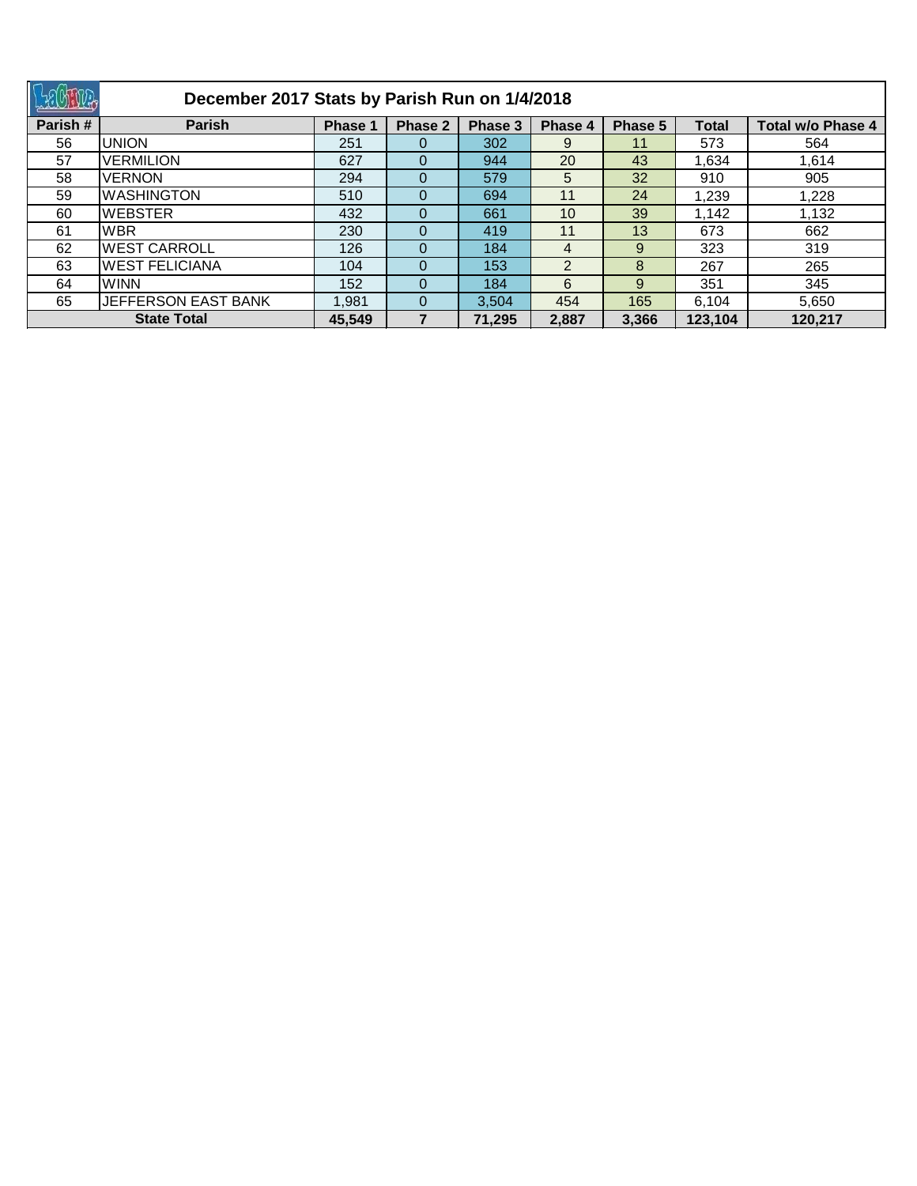## December 2017 Stats by Parish Run on 1/4/2018

| Parish # | Parish | Phase 1 | Phase 2 | Phase 3 | Phase 4 | Phase 5 | Total | Total w/o Phase 4 |
|---|---|---|---|---|---|---|---|---|
| 56 | UNION | 251 | 0 | 302 | 9 | 11 | 573 | 564 |
| 57 | VERMILION | 627 | 0 | 944 | 20 | 43 | 1,634 | 1,614 |
| 58 | VERNON | 294 | 0 | 579 | 5 | 32 | 910 | 905 |
| 59 | WASHINGTON | 510 | 0 | 694 | 11 | 24 | 1,239 | 1,228 |
| 60 | WEBSTER | 432 | 0 | 661 | 10 | 39 | 1,142 | 1,132 |
| 61 | WBR | 230 | 0 | 419 | 11 | 13 | 673 | 662 |
| 62 | WEST CARROLL | 126 | 0 | 184 | 4 | 9 | 323 | 319 |
| 63 | WEST FELICIANA | 104 | 0 | 153 | 2 | 8 | 267 | 265 |
| 64 | WINN | 152 | 0 | 184 | 6 | 9 | 351 | 345 |
| 65 | JEFFERSON EAST BANK | 1,981 | 0 | 3,504 | 454 | 165 | 6,104 | 5,650 |
| **State Total** | | **45,549** | **7** | **71,295** | **2,887** | **3,366** | **123,104** | **120,217** |